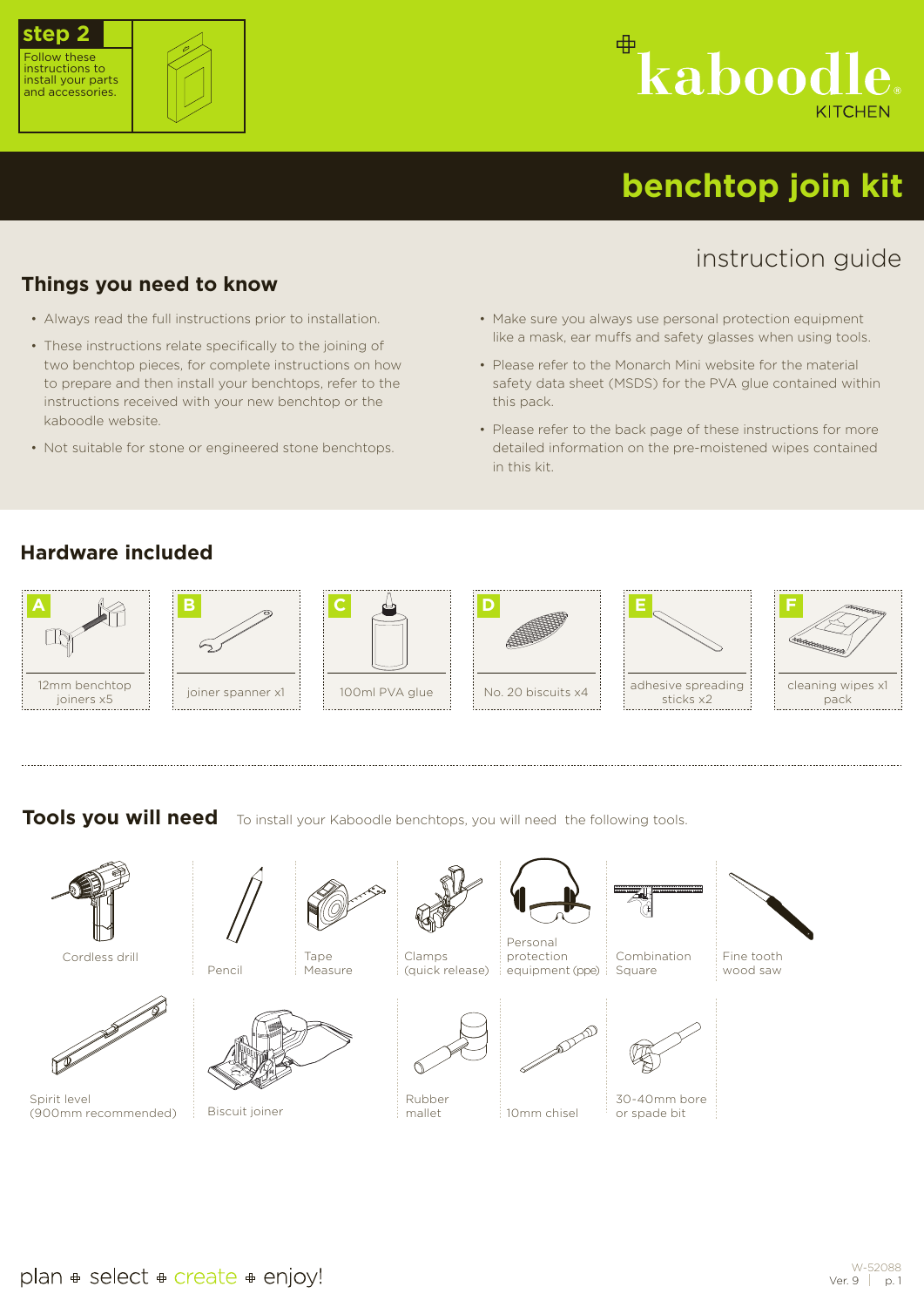**step 2**
Follow these instructions to install your parts and accessories.

kaboodle KITCHEN

# benchtop join kit

## instruction guide

## Things you need to know

- Always read the full instructions prior to installation.
- These instructions relate specifically to the joining of two benchtop pieces, for complete instructions on how to prepare and then install your benchtops, refer to the instructions received with your new benchtop or the kaboodle website.
- Not suitable for stone or engineered stone benchtops.
- Make sure you always use personal protection equipment like a mask, ear muffs and safety glasses when using tools.
- Please refer to the Monarch Mini website for the material safety data sheet (MSDS) for the PVA glue contained within this pack.
- Please refer to the back page of these instructions for more detailed information on the pre-moistened wipes contained in this kit.

## Hardware included

- **A** 12mm benchtop joiners x5
- **B** joiner spanner x1
- **C** 100ml PVA glue
- **D** No. 20 biscuits x4
- **E** adhesive spreading sticks x2
- **F** cleaning wipes x1 pack

## Tools you will need

To install your Kaboodle benchtops, you will need the following tools.

- Cordless drill
- Pencil
- Tape Measure
- Clamps (quick release)
- Personal protection equipment (ppe)
- Combination Square
- Fine tooth wood saw
- Spirit level (900mm recommended)
- Biscuit joiner
- Rubber mallet
- 10mm chisel
- 30-40mm bore or spade bit

plan ⊕ select ⊕ create ⊕ enjoy!

W-52088
Ver. 9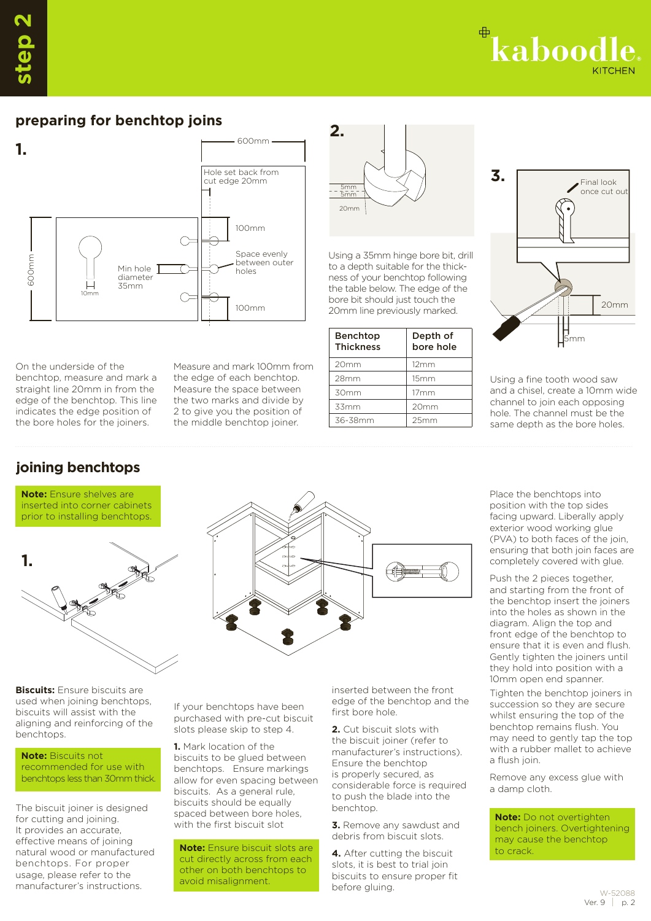# step 2

## preparing for benchtop joins

**1.**

600mm

Hole set back from cut edge 20mm

100mm

Space evenly between outer holes

100mm

600mm

Min hole diameter 35mm

10mm

On the underside of the benchtop, measure and mark a straight line 20mm in from the edge of the benchtop. This line indicates the edge position of the bore holes for the joiners.

Measure and mark 100mm from the edge of each benchtop. Measure the space between the two marks and divide by 2 to give you the position of the middle benchtop joiner.

**2.**

5mm
5mm
20mm

Using a 35mm hinge bore bit, drill to a depth suitable for the thickness of your benchtop following the table below. The edge of the bore bit should just touch the 20mm line previously marked.

| Benchtop Thickness | Depth of bore hole |
|---|---|
| 20mm | 12mm |
| 28mm | 15mm |
| 30mm | 17mm |
| 33mm | 20mm |
| 36-38mm | 25mm |

**3.**

Final look once cut out

20mm

5mm

Using a fine tooth wood saw and a chisel, create a 10mm wide channel to join each opposing hole. The channel must be the same depth as the bore holes.

## joining benchtops

**Note:** Ensure shelves are inserted into corner cabinets prior to installing benchtops.

**1.**

**Biscuits:** Ensure biscuits are used when joining benchtops, biscuits will assist with the aligning and reinforcing of the benchtops.

**Note:** Biscuits not recommended for use with benchtops less than 30mm thick.

The biscuit joiner is designed for cutting and joining. It provides an accurate, effective means of joining natural wood or manufactured benchtops. For proper usage, please refer to the manufacturer's instructions.

If your benchtops have been purchased with pre-cut biscuit slots please skip to step 4.

**1.** Mark location of the biscuits to be glued between benchtops. Ensure markings allow for even spacing between biscuits. As a general rule, biscuits should be equally spaced between bore holes, with the first biscuit slot inserted between the front edge of the benchtop and the first bore hole.

**Note:** Ensure biscuit slots are cut directly across from each other on both benchtops to avoid misalignment.

**2.** Cut biscuit slots with the biscuit joiner (refer to manufacturer's instructions). Ensure the benchtop is properly secured, as considerable force is required to push the blade into the benchtop.

**3.** Remove any sawdust and debris from biscuit slots.

**4.** After cutting the biscuit slots, it is best to trial join biscuits to ensure proper fit before gluing.

Place the benchtops into position with the top sides facing upward. Liberally apply exterior wood working glue (PVA) to both faces of the join, ensuring that both join faces are completely covered with glue.

Push the 2 pieces together, and starting from the front of the benchtop insert the joiners into the holes as shown in the diagram. Align the top and front edge of the benchtop to ensure that it is even and flush. Gently tighten the joiners until they hold into position with a 10mm open end spanner.

Tighten the benchtop joiners in succession so they are secure whilst ensuring the top of the benchtop remains flush. You may need to gently tap the top with a rubber mallet to achieve a flush join.

Remove any excess glue with a damp cloth.

**Note:** Do not overtighten bench joiners. Overtightening may cause the benchtop to crack.

W-52088
Ver. 9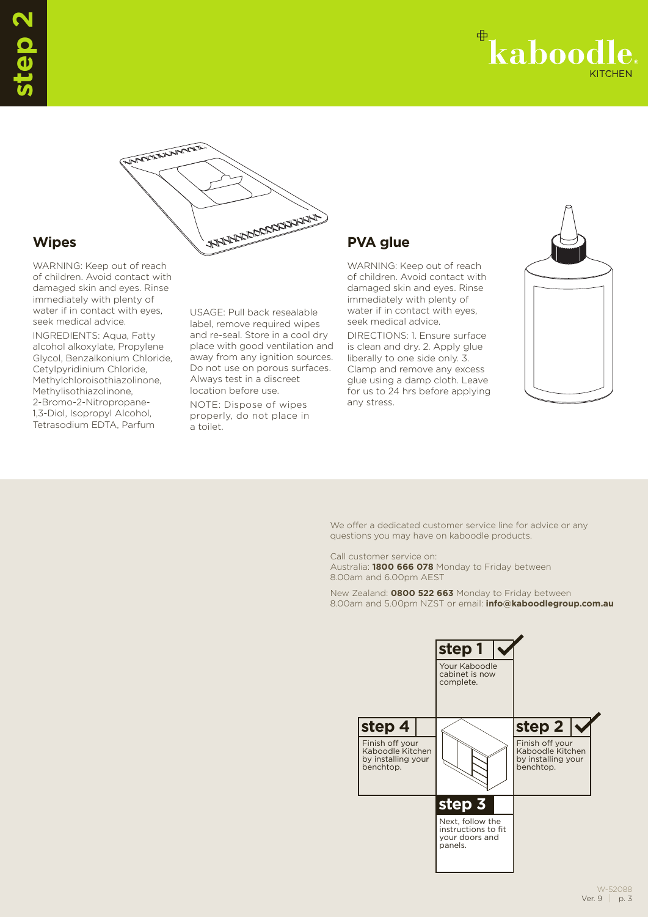step 2

kaboodle KITCHEN

## Wipes

WARNING: Keep out of reach of children. Avoid contact with damaged skin and eyes. Rinse immediately with plenty of water if in contact with eyes, seek medical advice.

INGREDIENTS: Aqua, Fatty alcohol alkoxylate, Propylene Glycol, Benzalkonium Chloride, Cetylpyridinium Chloride, Methylchloroisothiazolinone, Methylisothiazolinone, 2-Bromo-2-Nitropropane-1,3-Diol, Isopropyl Alcohol, Tetrasodium EDTA, Parfum

USAGE: Pull back resealable label, remove required wipes and re-seal. Store in a cool dry place with good ventilation and away from any ignition sources. Do not use on porous surfaces. Always test in a discreet location before use.

NOTE: Dispose of wipes properly, do not place in a toilet.

## PVA glue

WARNING: Keep out of reach of children. Avoid contact with damaged skin and eyes. Rinse immediately with plenty of water if in contact with eyes, seek medical advice.

DIRECTIONS: 1. Ensure surface is clean and dry. 2. Apply glue liberally to one side only. 3. Clamp and remove any excess glue using a damp cloth. Leave for us to 24 hrs before applying any stress.

We offer a dedicated customer service line for advice or any questions you may have on kaboodle products.

Call customer service on:
Australia: **1800 666 078** Monday to Friday between 8.00am and 6.00pm AEST

New Zealand: **0800 522 663** Monday to Friday between 8.00am and 5.00pm NZST or email: **info@kaboodlegroup.com.au**

**step 1** ✓
Your Kaboodle cabinet is now complete.

**step 2** ✓
Finish off your Kaboodle Kitchen by installing your benchtop.

**step 3**
Next, follow the instructions to fit your doors and panels.

**step 4**
Finish off your Kaboodle Kitchen by installing your benchtop.

W-52088
Ver. 9